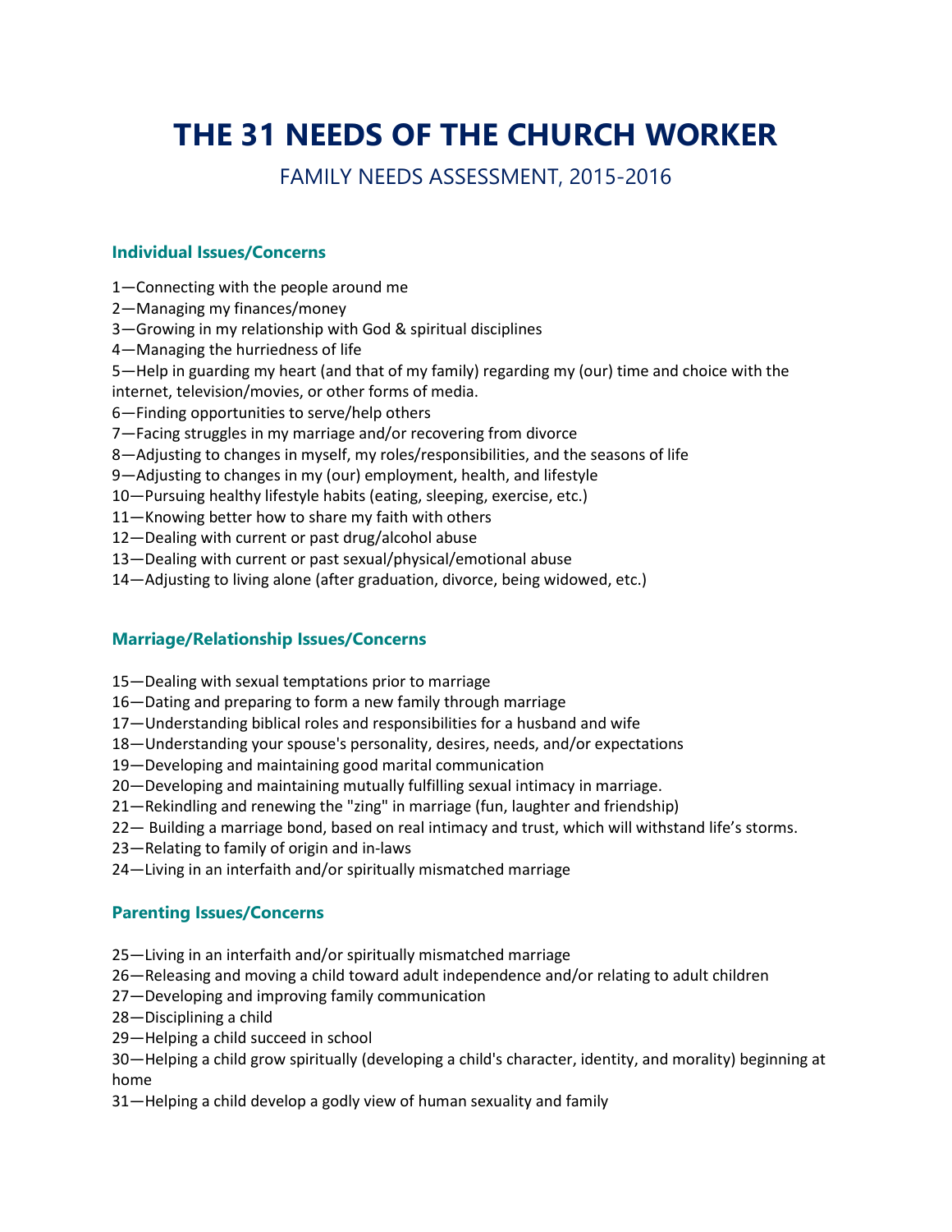# THE 31 NEEDS OF THE CHURCH WORKER

## FAMILY NEEDS ASSESSMENT, 2015-2016

### Individual Issues/Concerns

1—Connecting with the people around me
2—Managing my finances/money
3—Growing in my relationship with God & spiritual disciplines
4—Managing the hurriedness of life
5—Help in guarding my heart (and that of my family) regarding my (our) time and choice with the internet, television/movies, or other forms of media.
6—Finding opportunities to serve/help others
7—Facing struggles in my marriage and/or recovering from divorce
8—Adjusting to changes in myself, my roles/responsibilities, and the seasons of life
9—Adjusting to changes in my (our) employment, health, and lifestyle
10—Pursuing healthy lifestyle habits (eating, sleeping, exercise, etc.)
11—Knowing better how to share my faith with others
12—Dealing with current or past drug/alcohol abuse
13—Dealing with current or past sexual/physical/emotional abuse
14—Adjusting to living alone (after graduation, divorce, being widowed, etc.)

### Marriage/Relationship Issues/Concerns

15—Dealing with sexual temptations prior to marriage
16—Dating and preparing to form a new family through marriage
17—Understanding biblical roles and responsibilities for a husband and wife
18—Understanding your spouse's personality, desires, needs, and/or expectations
19—Developing and maintaining good marital communication
20—Developing and maintaining mutually fulfilling sexual intimacy in marriage.
21—Rekindling and renewing the "zing" in marriage (fun, laughter and friendship)
22— Building a marriage bond, based on real intimacy and trust, which will withstand life's storms.
23—Relating to family of origin and in-laws
24—Living in an interfaith and/or spiritually mismatched marriage

### Parenting Issues/Concerns

25—Living in an interfaith and/or spiritually mismatched marriage
26—Releasing and moving a child toward adult independence and/or relating to adult children
27—Developing and improving family communication
28—Disciplining a child
29—Helping a child succeed in school
30—Helping a child grow spiritually (developing a child's character, identity, and morality) beginning at home
31—Helping a child develop a godly view of human sexuality and family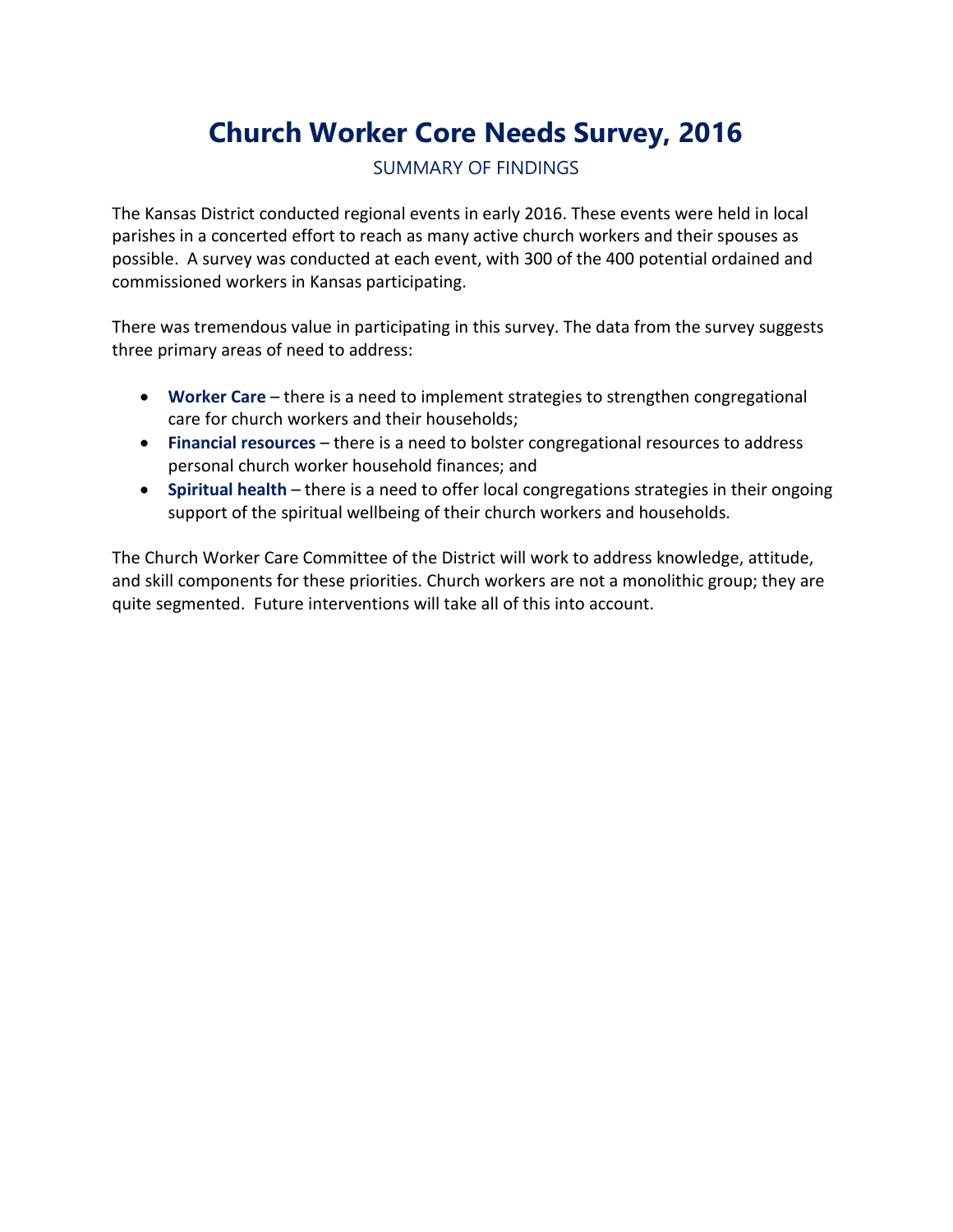# Church Worker Core Needs Survey, 2016

## SUMMARY OF FINDINGS

The Kansas District conducted regional events in early 2016. These events were held in local parishes in a concerted effort to reach as many active church workers and their spouses as possible. A survey was conducted at each event, with 300 of the 400 potential ordained and commissioned workers in Kansas participating.

There was tremendous value in participating in this survey. The data from the survey suggests three primary areas of need to address:

- **Worker Care** – there is a need to implement strategies to strengthen congregational care for church workers and their households;
- **Financial resources** – there is a need to bolster congregational resources to address personal church worker household finances; and
- **Spiritual health** – there is a need to offer local congregations strategies in their ongoing support of the spiritual wellbeing of their church workers and households.

The Church Worker Care Committee of the District will work to address knowledge, attitude, and skill components for these priorities. Church workers are not a monolithic group; they are quite segmented. Future interventions will take all of this into account.